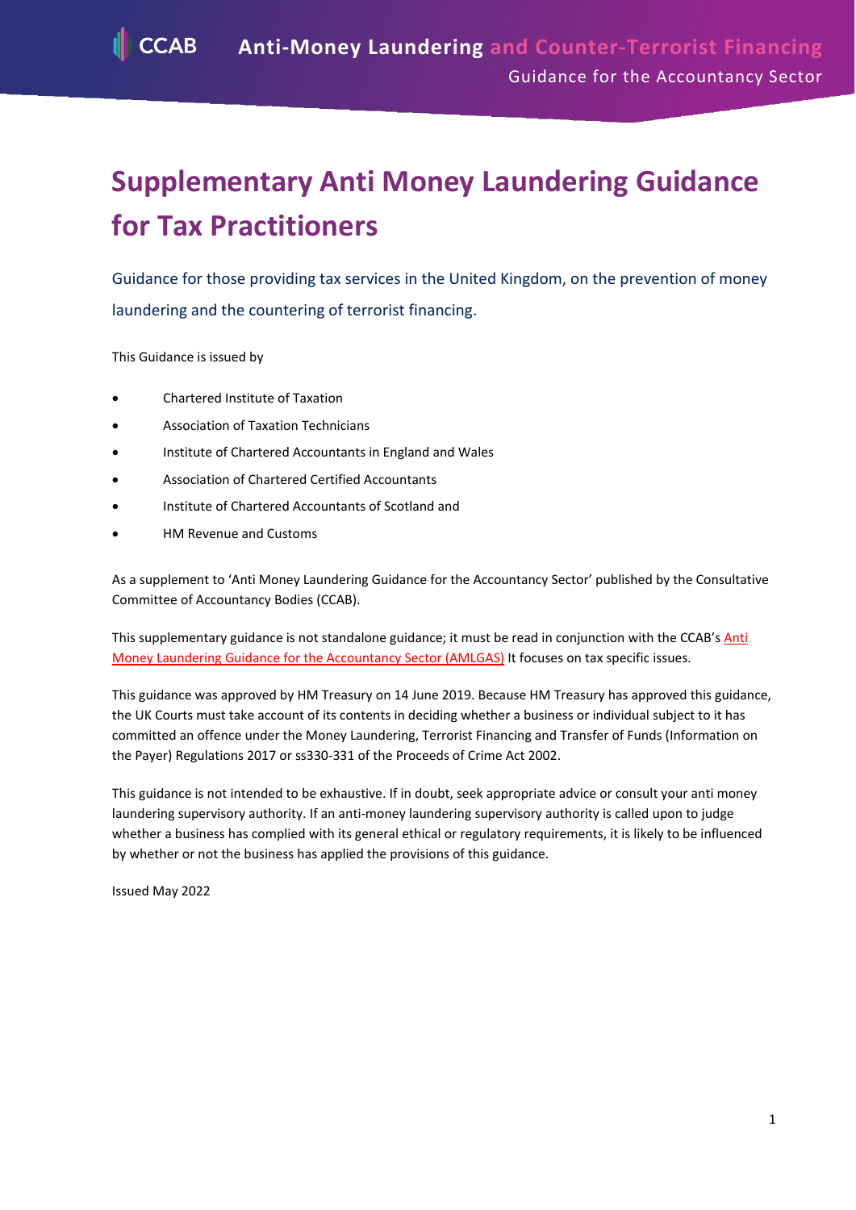# Supplementary Anti Money Laundering Guidance for Tax Practitioners

Guidance for those providing tax services in the United Kingdom, on the prevention of money laundering and the countering of terrorist financing.

This Guidance is issued by

- Chartered Institute of Taxation
- Association of Taxation Technicians
- Institute of Chartered Accountants in England and Wales
- Association of Chartered Certified Accountants
- Institute of Chartered Accountants of Scotland and
- HM Revenue and Customs

As a supplement to 'Anti Money Laundering Guidance for the Accountancy Sector' published by the Consultative Committee of Accountancy Bodies (CCAB).

This supplementary guidance is not standalone guidance; it must be read in conjunction with the CCAB's Anti Money Laundering Guidance for the Accountancy Sector (AMLGAS) It focuses on tax specific issues.

This guidance was approved by HM Treasury on 14 June 2019. Because HM Treasury has approved this guidance, the UK Courts must take account of its contents in deciding whether a business or individual subject to it has committed an offence under the Money Laundering, Terrorist Financing and Transfer of Funds (Information on the Payer) Regulations 2017 or ss330-331 of the Proceeds of Crime Act 2002.

This guidance is not intended to be exhaustive. If in doubt, seek appropriate advice or consult your anti money laundering supervisory authority. If an anti-money laundering supervisory authority is called upon to judge whether a business has complied with its general ethical or regulatory requirements, it is likely to be influenced by whether or not the business has applied the provisions of this guidance.

Issued May 2022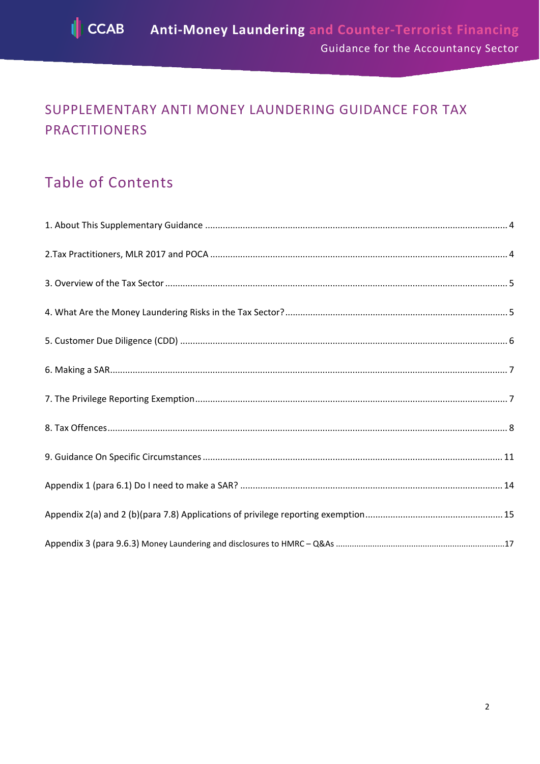# SUPPLEMENTARY ANTI MONEY LAUNDERING GUIDANCE FOR TAX PRACTITIONERS

## Table of Contents

1. About This Supplementary Guidance ........ 4

2.Tax Practitioners, MLR 2017 and POCA ........ 4

3. Overview of the Tax Sector ........ 5

4. What Are the Money Laundering Risks in the Tax Sector? ........ 5

5. Customer Due Diligence (CDD) ........ 6

6. Making a SAR ........ 7

7. The Privilege Reporting Exemption ........ 7

8. Tax Offences ........ 8

9. Guidance On Specific Circumstances ........ 11

Appendix 1 (para 6.1) Do I need to make a SAR? ........ 14

Appendix 2(a) and 2 (b)(para 7.8) Applications of privilege reporting exemption ........ 15

Appendix 3 (para 9.6.3) Money Laundering and disclosures to HMRC – Q&As ........ 17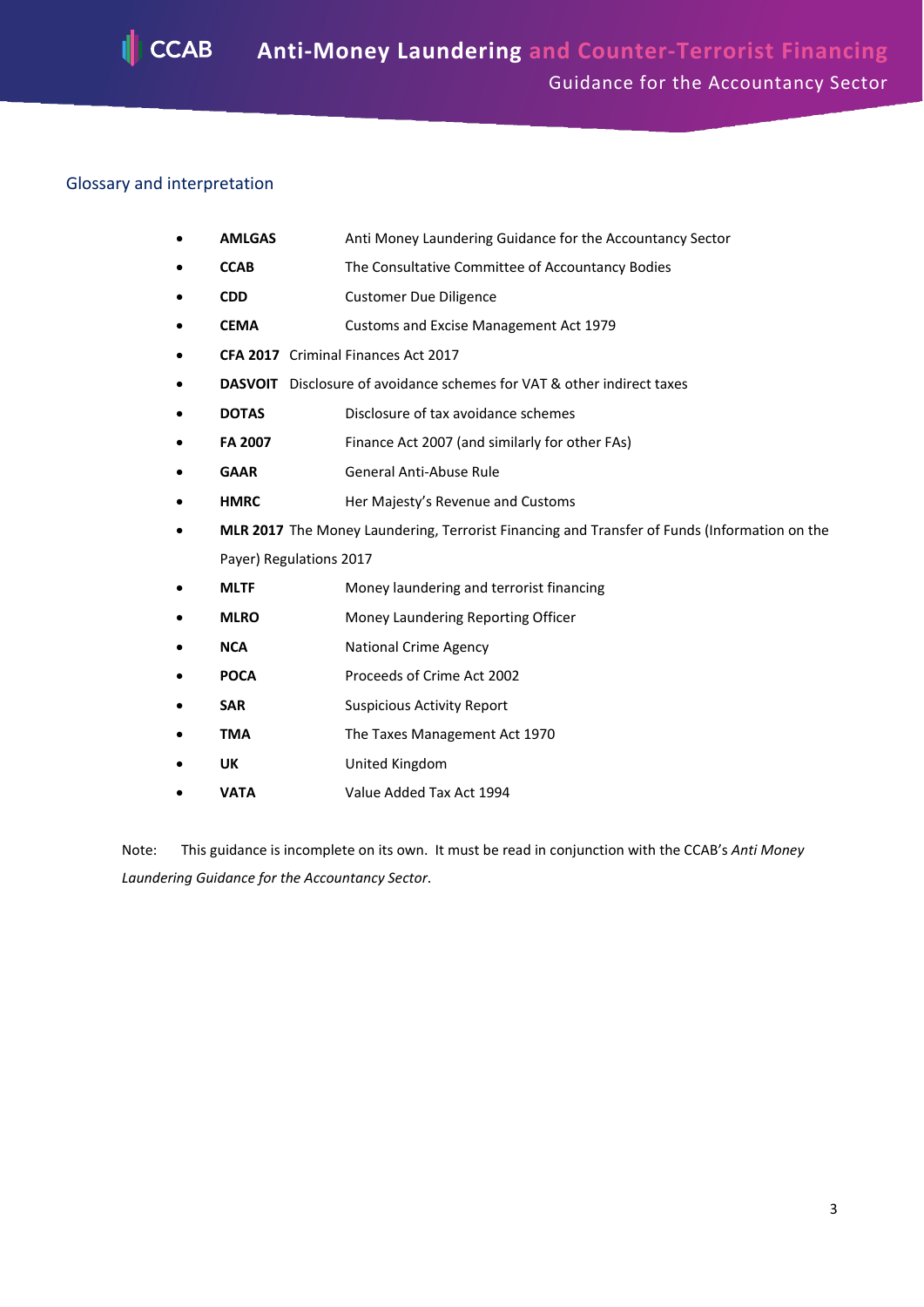## Glossary and interpretation

- **AMLGAS** Anti Money Laundering Guidance for the Accountancy Sector
- **CCAB** The Consultative Committee of Accountancy Bodies
- **CDD** Customer Due Diligence
- **CEMA** Customs and Excise Management Act 1979
- **CFA 2017** Criminal Finances Act 2017
- **DASVOIT** Disclosure of avoidance schemes for VAT & other indirect taxes
- **DOTAS** Disclosure of tax avoidance schemes
- **FA 2007** Finance Act 2007 (and similarly for other FAs)
- **GAAR** General Anti-Abuse Rule
- **HMRC** Her Majesty's Revenue and Customs
- **MLR 2017** The Money Laundering, Terrorist Financing and Transfer of Funds (Information on the Payer) Regulations 2017
- **MLTF** Money laundering and terrorist financing
- **MLRO** Money Laundering Reporting Officer
- **NCA** National Crime Agency
- **POCA** Proceeds of Crime Act 2002
- **SAR** Suspicious Activity Report
- **TMA** The Taxes Management Act 1970
- **UK** United Kingdom
- **VATA** Value Added Tax Act 1994

Note: This guidance is incomplete on its own. It must be read in conjunction with the CCAB's *Anti Money Laundering Guidance for the Accountancy Sector*.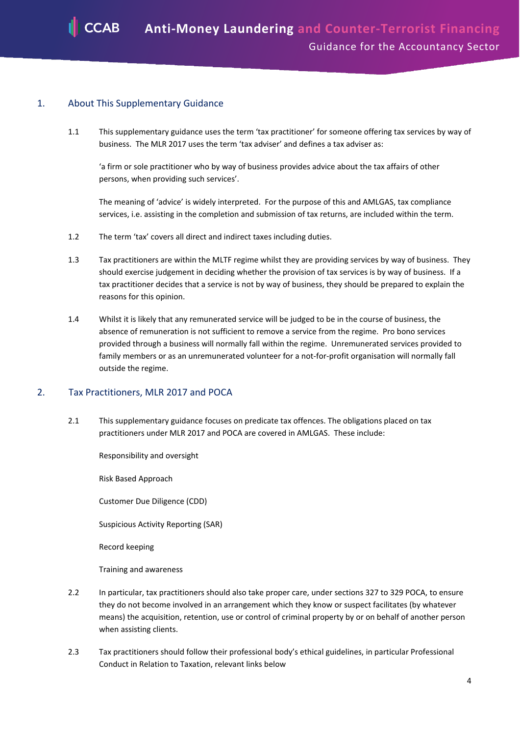## 1. About This Supplementary Guidance

1.1 This supplementary guidance uses the term 'tax practitioner' for someone offering tax services by way of business. The MLR 2017 uses the term 'tax adviser' and defines a tax adviser as:

'a firm or sole practitioner who by way of business provides advice about the tax affairs of other persons, when providing such services'.

The meaning of 'advice' is widely interpreted. For the purpose of this and AMLGAS, tax compliance services, i.e. assisting in the completion and submission of tax returns, are included within the term.

1.2 The term 'tax' covers all direct and indirect taxes including duties.

1.3 Tax practitioners are within the MLTF regime whilst they are providing services by way of business. They should exercise judgement in deciding whether the provision of tax services is by way of business. If a tax practitioner decides that a service is not by way of business, they should be prepared to explain the reasons for this opinion.

1.4 Whilst it is likely that any remunerated service will be judged to be in the course of business, the absence of remuneration is not sufficient to remove a service from the regime. Pro bono services provided through a business will normally fall within the regime. Unremunerated services provided to family members or as an unremunerated volunteer for a not-for-profit organisation will normally fall outside the regime.

## 2. Tax Practitioners, MLR 2017 and POCA

2.1 This supplementary guidance focuses on predicate tax offences. The obligations placed on tax practitioners under MLR 2017 and POCA are covered in AMLGAS. These include:

Responsibility and oversight

Risk Based Approach

Customer Due Diligence (CDD)

Suspicious Activity Reporting (SAR)

Record keeping

Training and awareness

2.2 In particular, tax practitioners should also take proper care, under sections 327 to 329 POCA, to ensure they do not become involved in an arrangement which they know or suspect facilitates (by whatever means) the acquisition, retention, use or control of criminal property by or on behalf of another person when assisting clients.

2.3 Tax practitioners should follow their professional body's ethical guidelines, in particular Professional Conduct in Relation to Taxation, relevant links below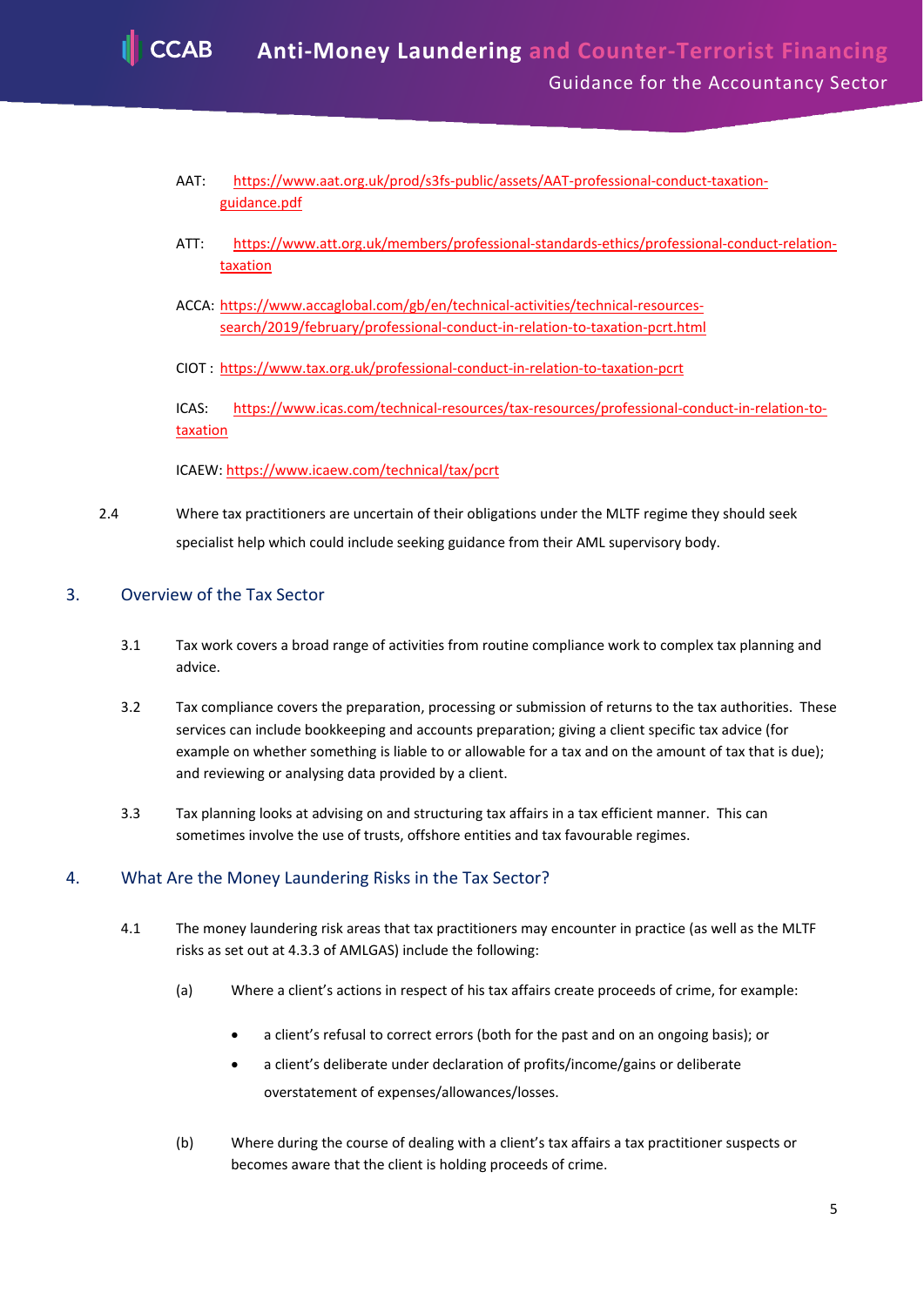AAT: [https://www.aat.org.uk/prod/s3fs-public/assets/AAT-professional-conduct-taxation-guidance.pdf](https://www.aat.org.uk/prod/s3fs-public/assets/AAT-professional-conduct-taxation-guidance.pdf)

ATT: [https://www.att.org.uk/members/professional-standards-ethics/professional-conduct-relation-taxation](https://www.att.org.uk/members/professional-standards-ethics/professional-conduct-relation-taxation)

ACCA: [https://www.accaglobal.com/gb/en/technical-activities/technical-resources-search/2019/february/professional-conduct-in-relation-to-taxation-pcrt.html](https://www.accaglobal.com/gb/en/technical-activities/technical-resources-search/2019/february/professional-conduct-in-relation-to-taxation-pcrt.html)

CIOT : [https://www.tax.org.uk/professional-conduct-in-relation-to-taxation-pcrt](https://www.tax.org.uk/professional-conduct-in-relation-to-taxation-pcrt)

ICAS: [https://www.icas.com/technical-resources/tax-resources/professional-conduct-in-relation-to-taxation](https://www.icas.com/technical-resources/tax-resources/professional-conduct-in-relation-to-taxation)

ICAEW: [https://www.icaew.com/technical/tax/pcrt](https://www.icaew.com/technical/tax/pcrt)

2.4 Where tax practitioners are uncertain of their obligations under the MLTF regime they should seek specialist help which could include seeking guidance from their AML supervisory body.

## 3. Overview of the Tax Sector

3.1 Tax work covers a broad range of activities from routine compliance work to complex tax planning and advice.

3.2 Tax compliance covers the preparation, processing or submission of returns to the tax authorities. These services can include bookkeeping and accounts preparation; giving a client specific tax advice (for example on whether something is liable to or allowable for a tax and on the amount of tax that is due); and reviewing or analysing data provided by a client.

3.3 Tax planning looks at advising on and structuring tax affairs in a tax efficient manner. This can sometimes involve the use of trusts, offshore entities and tax favourable regimes.

## 4. What Are the Money Laundering Risks in the Tax Sector?

4.1 The money laundering risk areas that tax practitioners may encounter in practice (as well as the MLTF risks as set out at 4.3.3 of AMLGAS) include the following:

(a) Where a client's actions in respect of his tax affairs create proceeds of crime, for example:

- a client's refusal to correct errors (both for the past and on an ongoing basis); or
- a client's deliberate under declaration of profits/income/gains or deliberate overstatement of expenses/allowances/losses.

(b) Where during the course of dealing with a client's tax affairs a tax practitioner suspects or becomes aware that the client is holding proceeds of crime.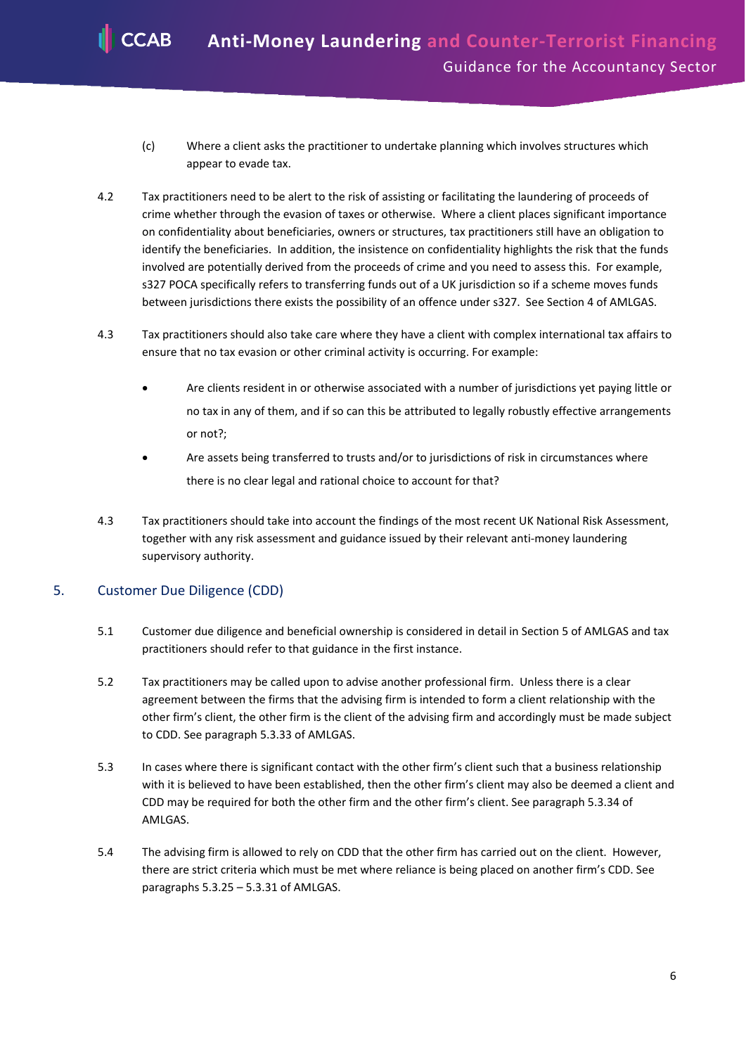(c) Where a client asks the practitioner to undertake planning which involves structures which appear to evade tax.

4.2 Tax practitioners need to be alert to the risk of assisting or facilitating the laundering of proceeds of crime whether through the evasion of taxes or otherwise. Where a client places significant importance on confidentiality about beneficiaries, owners or structures, tax practitioners still have an obligation to identify the beneficiaries. In addition, the insistence on confidentiality highlights the risk that the funds involved are potentially derived from the proceeds of crime and you need to assess this. For example, s327 POCA specifically refers to transferring funds out of a UK jurisdiction so if a scheme moves funds between jurisdictions there exists the possibility of an offence under s327. See Section 4 of AMLGAS.

4.3 Tax practitioners should also take care where they have a client with complex international tax affairs to ensure that no tax evasion or other criminal activity is occurring. For example:

- Are clients resident in or otherwise associated with a number of jurisdictions yet paying little or no tax in any of them, and if so can this be attributed to legally robustly effective arrangements or not?;
- Are assets being transferred to trusts and/or to jurisdictions of risk in circumstances where there is no clear legal and rational choice to account for that?

4.3 Tax practitioners should take into account the findings of the most recent UK National Risk Assessment, together with any risk assessment and guidance issued by their relevant anti-money laundering supervisory authority.

## 5. Customer Due Diligence (CDD)

5.1 Customer due diligence and beneficial ownership is considered in detail in Section 5 of AMLGAS and tax practitioners should refer to that guidance in the first instance.

5.2 Tax practitioners may be called upon to advise another professional firm. Unless there is a clear agreement between the firms that the advising firm is intended to form a client relationship with the other firm's client, the other firm is the client of the advising firm and accordingly must be made subject to CDD. See paragraph 5.3.33 of AMLGAS.

5.3 In cases where there is significant contact with the other firm's client such that a business relationship with it is believed to have been established, then the other firm's client may also be deemed a client and CDD may be required for both the other firm and the other firm's client. See paragraph 5.3.34 of AMLGAS.

5.4 The advising firm is allowed to rely on CDD that the other firm has carried out on the client. However, there are strict criteria which must be met where reliance is being placed on another firm's CDD. See paragraphs 5.3.25 – 5.3.31 of AMLGAS.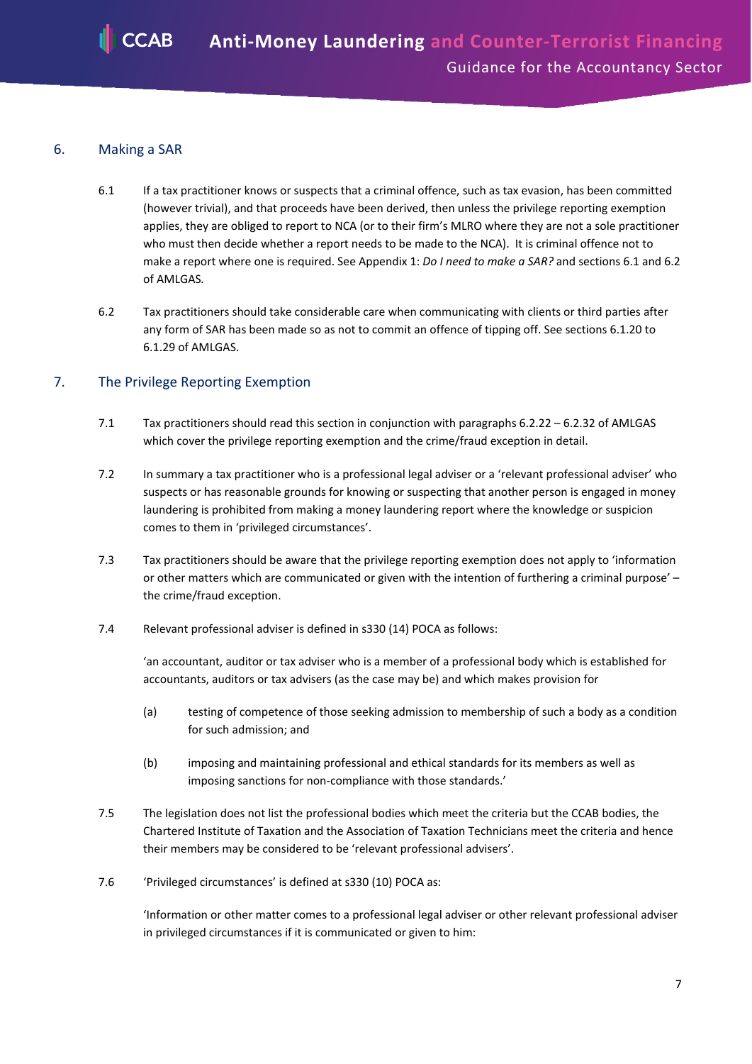## 6. Making a SAR

6.1 If a tax practitioner knows or suspects that a criminal offence, such as tax evasion, has been committed (however trivial), and that proceeds have been derived, then unless the privilege reporting exemption applies, they are obliged to report to NCA (or to their firm's MLRO where they are not a sole practitioner who must then decide whether a report needs to be made to the NCA). It is criminal offence not to make a report where one is required. See Appendix 1: *Do I need to make a SAR?* and sections 6.1 and 6.2 of AMLGAS.

6.2 Tax practitioners should take considerable care when communicating with clients or third parties after any form of SAR has been made so as not to commit an offence of tipping off. See sections 6.1.20 to 6.1.29 of AMLGAS.

## 7. The Privilege Reporting Exemption

7.1 Tax practitioners should read this section in conjunction with paragraphs 6.2.22 – 6.2.32 of AMLGAS which cover the privilege reporting exemption and the crime/fraud exception in detail.

7.2 In summary a tax practitioner who is a professional legal adviser or a 'relevant professional adviser' who suspects or has reasonable grounds for knowing or suspecting that another person is engaged in money laundering is prohibited from making a money laundering report where the knowledge or suspicion comes to them in 'privileged circumstances'.

7.3 Tax practitioners should be aware that the privilege reporting exemption does not apply to 'information or other matters which are communicated or given with the intention of furthering a criminal purpose' – the crime/fraud exception.

7.4 Relevant professional adviser is defined in s330 (14) POCA as follows:

'an accountant, auditor or tax adviser who is a member of a professional body which is established for accountants, auditors or tax advisers (as the case may be) and which makes provision for

(a) testing of competence of those seeking admission to membership of such a body as a condition for such admission; and

(b) imposing and maintaining professional and ethical standards for its members as well as imposing sanctions for non-compliance with those standards.'

7.5 The legislation does not list the professional bodies which meet the criteria but the CCAB bodies, the Chartered Institute of Taxation and the Association of Taxation Technicians meet the criteria and hence their members may be considered to be 'relevant professional advisers'.

7.6 'Privileged circumstances' is defined at s330 (10) POCA as:

'Information or other matter comes to a professional legal adviser or other relevant professional adviser in privileged circumstances if it is communicated or given to him: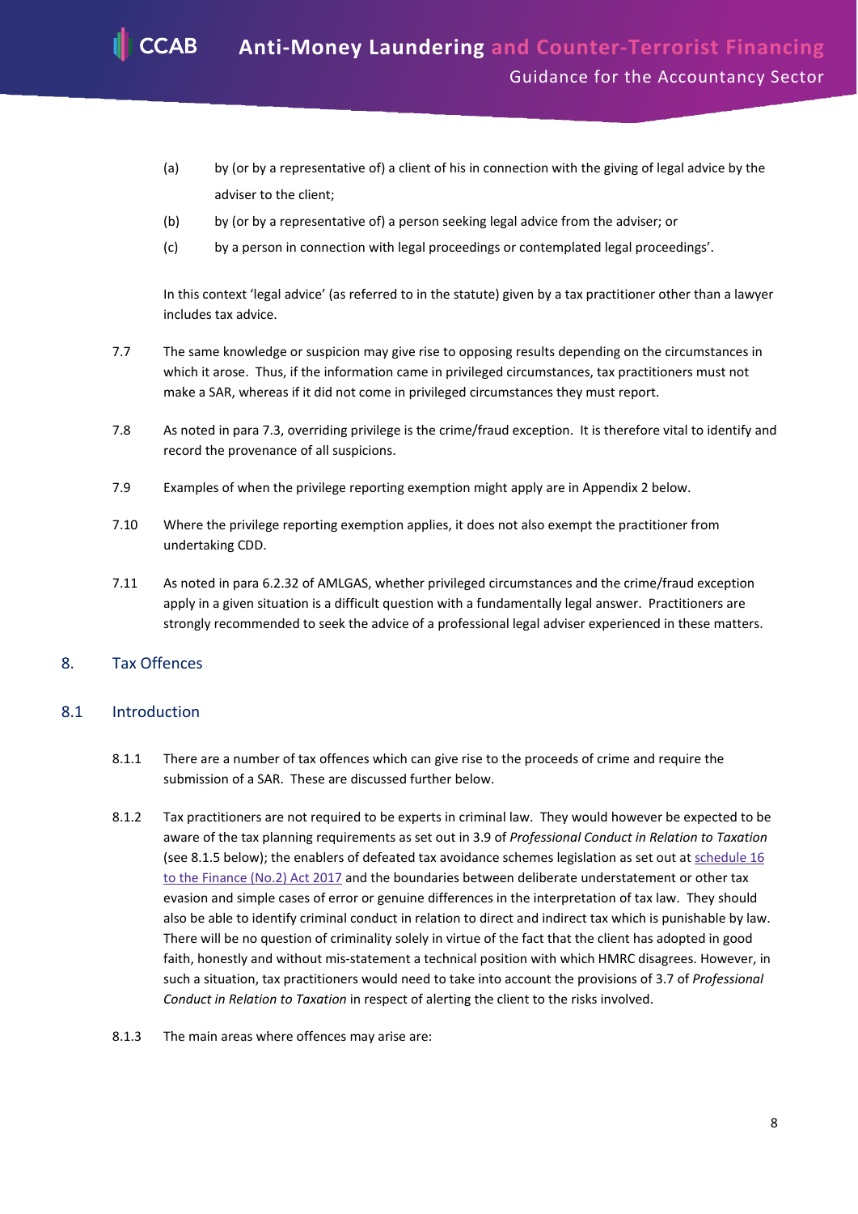(a) by (or by a representative of) a client of his in connection with the giving of legal advice by the adviser to the client;

(b) by (or by a representative of) a person seeking legal advice from the adviser; or

(c) by a person in connection with legal proceedings or contemplated legal proceedings'.

In this context 'legal advice' (as referred to in the statute) given by a tax practitioner other than a lawyer includes tax advice.

7.7 The same knowledge or suspicion may give rise to opposing results depending on the circumstances in which it arose. Thus, if the information came in privileged circumstances, tax practitioners must not make a SAR, whereas if it did not come in privileged circumstances they must report.

7.8 As noted in para 7.3, overriding privilege is the crime/fraud exception. It is therefore vital to identify and record the provenance of all suspicions.

7.9 Examples of when the privilege reporting exemption might apply are in Appendix 2 below.

7.10 Where the privilege reporting exemption applies, it does not also exempt the practitioner from undertaking CDD.

7.11 As noted in para 6.2.32 of AMLGAS, whether privileged circumstances and the crime/fraud exception apply in a given situation is a difficult question with a fundamentally legal answer. Practitioners are strongly recommended to seek the advice of a professional legal adviser experienced in these matters.

## 8. Tax Offences

### 8.1 Introduction

8.1.1 There are a number of tax offences which can give rise to the proceeds of crime and require the submission of a SAR. These are discussed further below.

8.1.2 Tax practitioners are not required to be experts in criminal law. They would however be expected to be aware of the tax planning requirements as set out in 3.9 of *Professional Conduct in Relation to Taxation* (see 8.1.5 below); the enablers of defeated tax avoidance schemes legislation as set out at schedule 16 to the Finance (No.2) Act 2017 and the boundaries between deliberate understatement or other tax evasion and simple cases of error or genuine differences in the interpretation of tax law. They should also be able to identify criminal conduct in relation to direct and indirect tax which is punishable by law. There will be no question of criminality solely in virtue of the fact that the client has adopted in good faith, honestly and without mis-statement a technical position with which HMRC disagrees. However, in such a situation, tax practitioners would need to take into account the provisions of 3.7 of *Professional Conduct in Relation to Taxation* in respect of alerting the client to the risks involved.

8.1.3 The main areas where offences may arise are: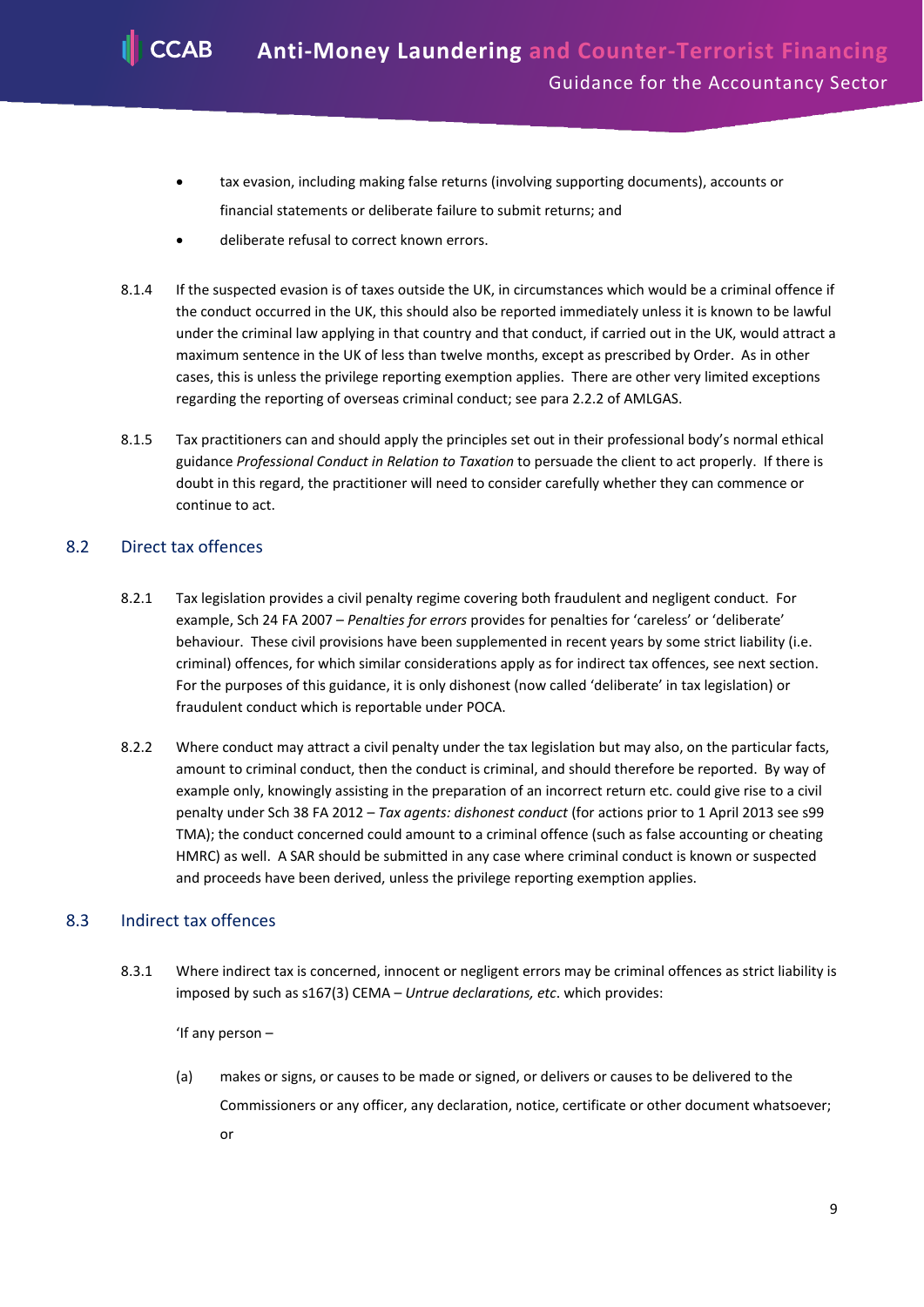- tax evasion, including making false returns (involving supporting documents), accounts or financial statements or deliberate failure to submit returns; and
- deliberate refusal to correct known errors.

8.1.4 If the suspected evasion is of taxes outside the UK, in circumstances which would be a criminal offence if the conduct occurred in the UK, this should also be reported immediately unless it is known to be lawful under the criminal law applying in that country and that conduct, if carried out in the UK, would attract a maximum sentence in the UK of less than twelve months, except as prescribed by Order. As in other cases, this is unless the privilege reporting exemption applies. There are other very limited exceptions regarding the reporting of overseas criminal conduct; see para 2.2.2 of AMLGAS.

8.1.5 Tax practitioners can and should apply the principles set out in their professional body's normal ethical guidance *Professional Conduct in Relation to Taxation* to persuade the client to act properly. If there is doubt in this regard, the practitioner will need to consider carefully whether they can commence or continue to act.

## 8.2 Direct tax offences

8.2.1 Tax legislation provides a civil penalty regime covering both fraudulent and negligent conduct. For example, Sch 24 FA 2007 – *Penalties for errors* provides for penalties for 'careless' or 'deliberate' behaviour. These civil provisions have been supplemented in recent years by some strict liability (i.e. criminal) offences, for which similar considerations apply as for indirect tax offences, see next section. For the purposes of this guidance, it is only dishonest (now called 'deliberate' in tax legislation) or fraudulent conduct which is reportable under POCA.

8.2.2 Where conduct may attract a civil penalty under the tax legislation but may also, on the particular facts, amount to criminal conduct, then the conduct is criminal, and should therefore be reported. By way of example only, knowingly assisting in the preparation of an incorrect return etc. could give rise to a civil penalty under Sch 38 FA 2012 – *Tax agents: dishonest conduct* (for actions prior to 1 April 2013 see s99 TMA); the conduct concerned could amount to a criminal offence (such as false accounting or cheating HMRC) as well. A SAR should be submitted in any case where criminal conduct is known or suspected and proceeds have been derived, unless the privilege reporting exemption applies.

## 8.3 Indirect tax offences

8.3.1 Where indirect tax is concerned, innocent or negligent errors may be criminal offences as strict liability is imposed by such as s167(3) CEMA – *Untrue declarations, etc*. which provides:

'If any person –

(a) makes or signs, or causes to be made or signed, or delivers or causes to be delivered to the Commissioners or any officer, any declaration, notice, certificate or other document whatsoever; or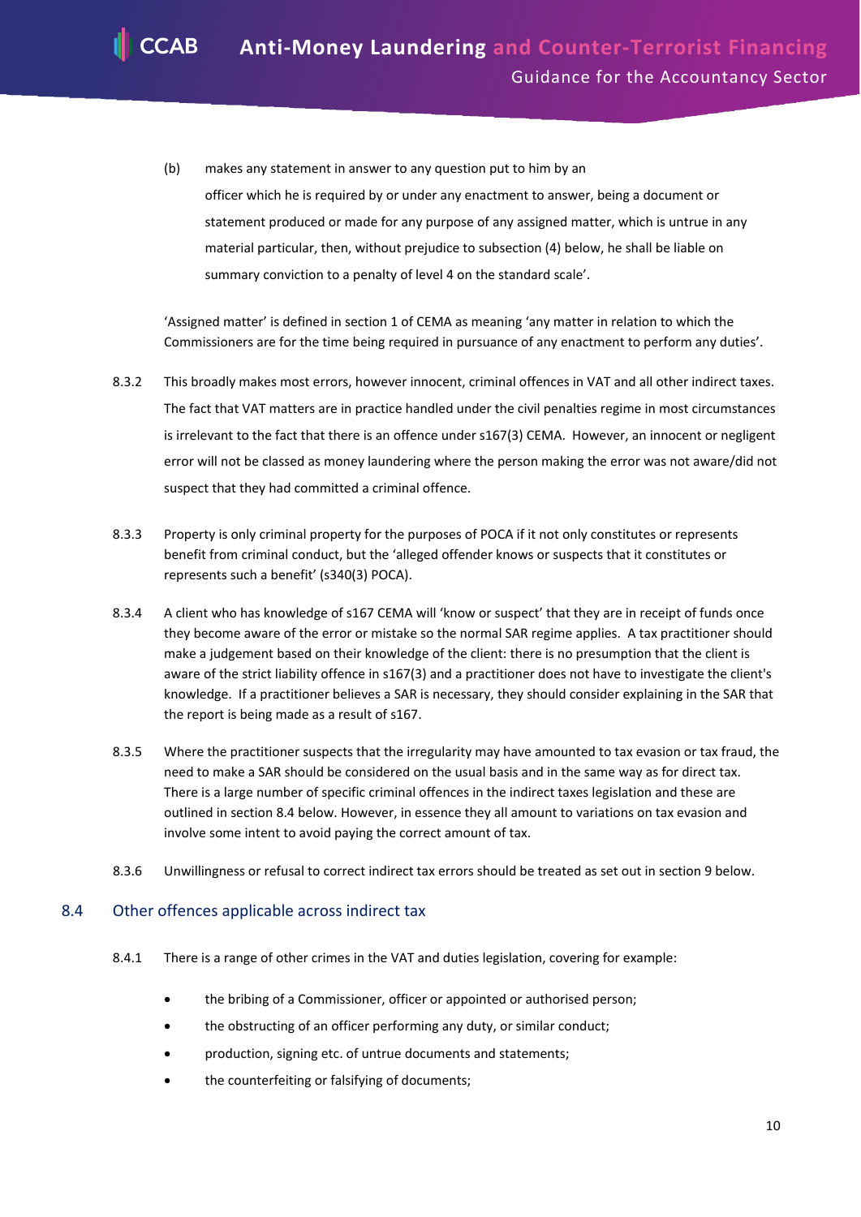(b) makes any statement in answer to any question put to him by an officer which he is required by or under any enactment to answer, being a document or statement produced or made for any purpose of any assigned matter, which is untrue in any material particular, then, without prejudice to subsection (4) below, he shall be liable on summary conviction to a penalty of level 4 on the standard scale'.

'Assigned matter' is defined in section 1 of CEMA as meaning 'any matter in relation to which the Commissioners are for the time being required in pursuance of any enactment to perform any duties'.

8.3.2 This broadly makes most errors, however innocent, criminal offences in VAT and all other indirect taxes. The fact that VAT matters are in practice handled under the civil penalties regime in most circumstances is irrelevant to the fact that there is an offence under s167(3) CEMA. However, an innocent or negligent error will not be classed as money laundering where the person making the error was not aware/did not suspect that they had committed a criminal offence.

8.3.3 Property is only criminal property for the purposes of POCA if it not only constitutes or represents benefit from criminal conduct, but the 'alleged offender knows or suspects that it constitutes or represents such a benefit' (s340(3) POCA).

8.3.4 A client who has knowledge of s167 CEMA will 'know or suspect' that they are in receipt of funds once they become aware of the error or mistake so the normal SAR regime applies. A tax practitioner should make a judgement based on their knowledge of the client: there is no presumption that the client is aware of the strict liability offence in s167(3) and a practitioner does not have to investigate the client's knowledge. If a practitioner believes a SAR is necessary, they should consider explaining in the SAR that the report is being made as a result of s167.

8.3.5 Where the practitioner suspects that the irregularity may have amounted to tax evasion or tax fraud, the need to make a SAR should be considered on the usual basis and in the same way as for direct tax. There is a large number of specific criminal offences in the indirect taxes legislation and these are outlined in section 8.4 below. However, in essence they all amount to variations on tax evasion and involve some intent to avoid paying the correct amount of tax.

8.3.6 Unwillingness or refusal to correct indirect tax errors should be treated as set out in section 9 below.

## 8.4 Other offences applicable across indirect tax

8.4.1 There is a range of other crimes in the VAT and duties legislation, covering for example:

- the bribing of a Commissioner, officer or appointed or authorised person;
- the obstructing of an officer performing any duty, or similar conduct;
- production, signing etc. of untrue documents and statements;
- the counterfeiting or falsifying of documents;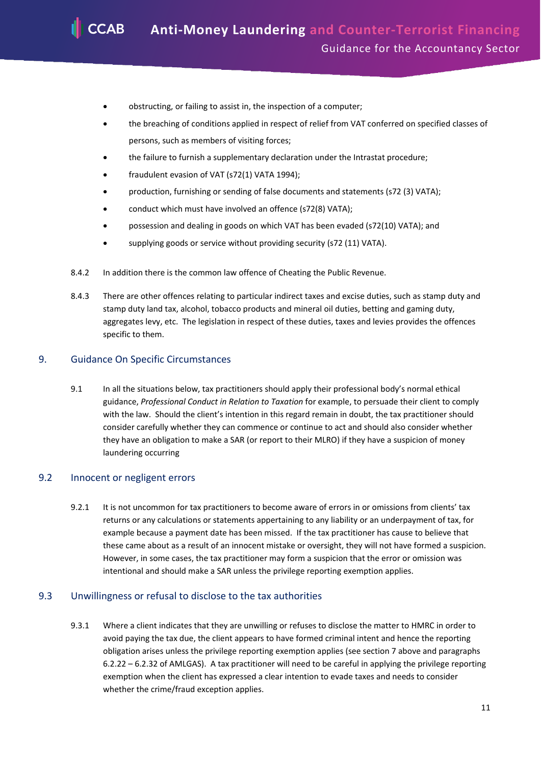- obstructing, or failing to assist in, the inspection of a computer;
- the breaching of conditions applied in respect of relief from VAT conferred on specified classes of persons, such as members of visiting forces;
- the failure to furnish a supplementary declaration under the Intrastat procedure;
- fraudulent evasion of VAT (s72(1) VATA 1994);
- production, furnishing or sending of false documents and statements (s72 (3) VATA);
- conduct which must have involved an offence (s72(8) VATA);
- possession and dealing in goods on which VAT has been evaded (s72(10) VATA); and
- supplying goods or service without providing security (s72 (11) VATA).

8.4.2 In addition there is the common law offence of Cheating the Public Revenue.

8.4.3 There are other offences relating to particular indirect taxes and excise duties, such as stamp duty and stamp duty land tax, alcohol, tobacco products and mineral oil duties, betting and gaming duty, aggregates levy, etc. The legislation in respect of these duties, taxes and levies provides the offences specific to them.

## 9. Guidance On Specific Circumstances

9.1 In all the situations below, tax practitioners should apply their professional body's normal ethical guidance, *Professional Conduct in Relation to Taxation* for example, to persuade their client to comply with the law. Should the client's intention in this regard remain in doubt, the tax practitioner should consider carefully whether they can commence or continue to act and should also consider whether they have an obligation to make a SAR (or report to their MLRO) if they have a suspicion of money laundering occurring

### 9.2 Innocent or negligent errors

9.2.1 It is not uncommon for tax practitioners to become aware of errors in or omissions from clients' tax returns or any calculations or statements appertaining to any liability or an underpayment of tax, for example because a payment date has been missed. If the tax practitioner has cause to believe that these came about as a result of an innocent mistake or oversight, they will not have formed a suspicion. However, in some cases, the tax practitioner may form a suspicion that the error or omission was intentional and should make a SAR unless the privilege reporting exemption applies.

### 9.3 Unwillingness or refusal to disclose to the tax authorities

9.3.1 Where a client indicates that they are unwilling or refuses to disclose the matter to HMRC in order to avoid paying the tax due, the client appears to have formed criminal intent and hence the reporting obligation arises unless the privilege reporting exemption applies (see section 7 above and paragraphs 6.2.22 – 6.2.32 of AMLGAS). A tax practitioner will need to be careful in applying the privilege reporting exemption when the client has expressed a clear intention to evade taxes and needs to consider whether the crime/fraud exception applies.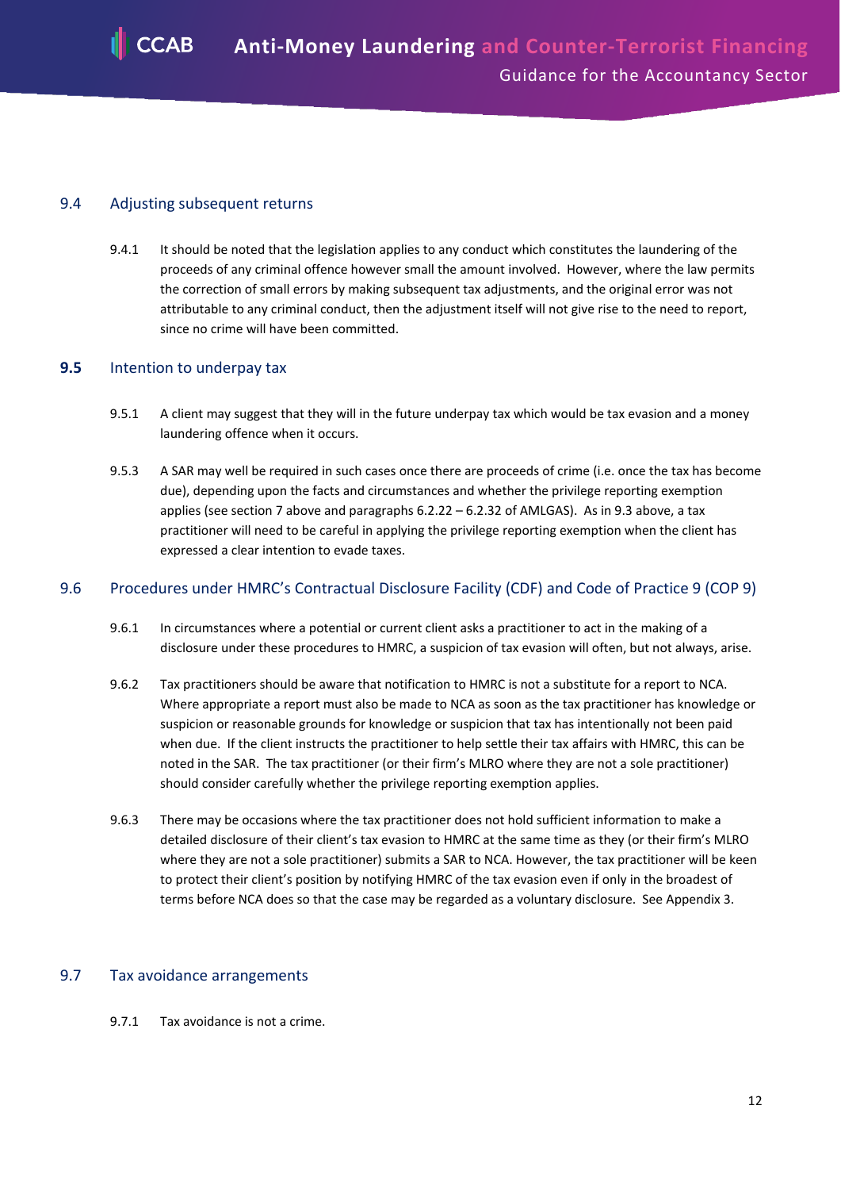## 9.4 Adjusting subsequent returns

9.4.1 It should be noted that the legislation applies to any conduct which constitutes the laundering of the proceeds of any criminal offence however small the amount involved. However, where the law permits the correction of small errors by making subsequent tax adjustments, and the original error was not attributable to any criminal conduct, then the adjustment itself will not give rise to the need to report, since no crime will have been committed.

## **9.5** Intention to underpay tax

9.5.1 A client may suggest that they will in the future underpay tax which would be tax evasion and a money laundering offence when it occurs.

9.5.3 A SAR may well be required in such cases once there are proceeds of crime (i.e. once the tax has become due), depending upon the facts and circumstances and whether the privilege reporting exemption applies (see section 7 above and paragraphs 6.2.22 – 6.2.32 of AMLGAS). As in 9.3 above, a tax practitioner will need to be careful in applying the privilege reporting exemption when the client has expressed a clear intention to evade taxes.

## 9.6 Procedures under HMRC's Contractual Disclosure Facility (CDF) and Code of Practice 9 (COP 9)

9.6.1 In circumstances where a potential or current client asks a practitioner to act in the making of a disclosure under these procedures to HMRC, a suspicion of tax evasion will often, but not always, arise.

9.6.2 Tax practitioners should be aware that notification to HMRC is not a substitute for a report to NCA. Where appropriate a report must also be made to NCA as soon as the tax practitioner has knowledge or suspicion or reasonable grounds for knowledge or suspicion that tax has intentionally not been paid when due. If the client instructs the practitioner to help settle their tax affairs with HMRC, this can be noted in the SAR. The tax practitioner (or their firm's MLRO where they are not a sole practitioner) should consider carefully whether the privilege reporting exemption applies.

9.6.3 There may be occasions where the tax practitioner does not hold sufficient information to make a detailed disclosure of their client's tax evasion to HMRC at the same time as they (or their firm's MLRO where they are not a sole practitioner) submits a SAR to NCA. However, the tax practitioner will be keen to protect their client's position by notifying HMRC of the tax evasion even if only in the broadest of terms before NCA does so that the case may be regarded as a voluntary disclosure. See Appendix 3.

## 9.7 Tax avoidance arrangements

9.7.1 Tax avoidance is not a crime.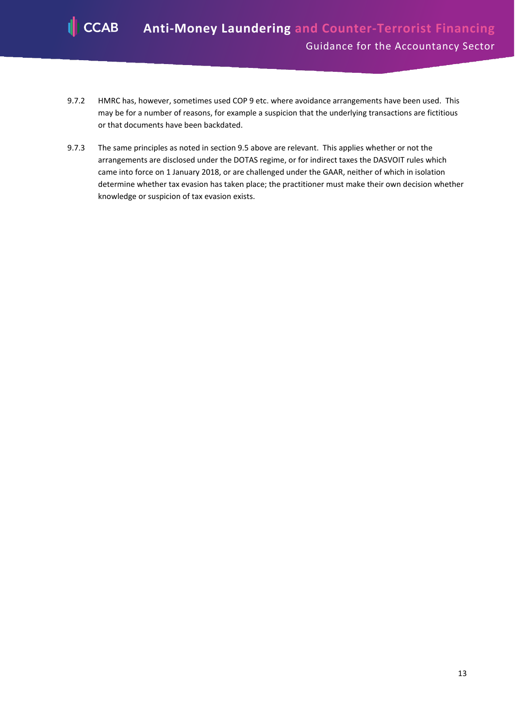9.7.2 HMRC has, however, sometimes used COP 9 etc. where avoidance arrangements have been used. This may be for a number of reasons, for example a suspicion that the underlying transactions are fictitious or that documents have been backdated.

9.7.3 The same principles as noted in section 9.5 above are relevant. This applies whether or not the arrangements are disclosed under the DOTAS regime, or for indirect taxes the DASVOIT rules which came into force on 1 January 2018, or are challenged under the GAAR, neither of which in isolation determine whether tax evasion has taken place; the practitioner must make their own decision whether knowledge or suspicion of tax evasion exists.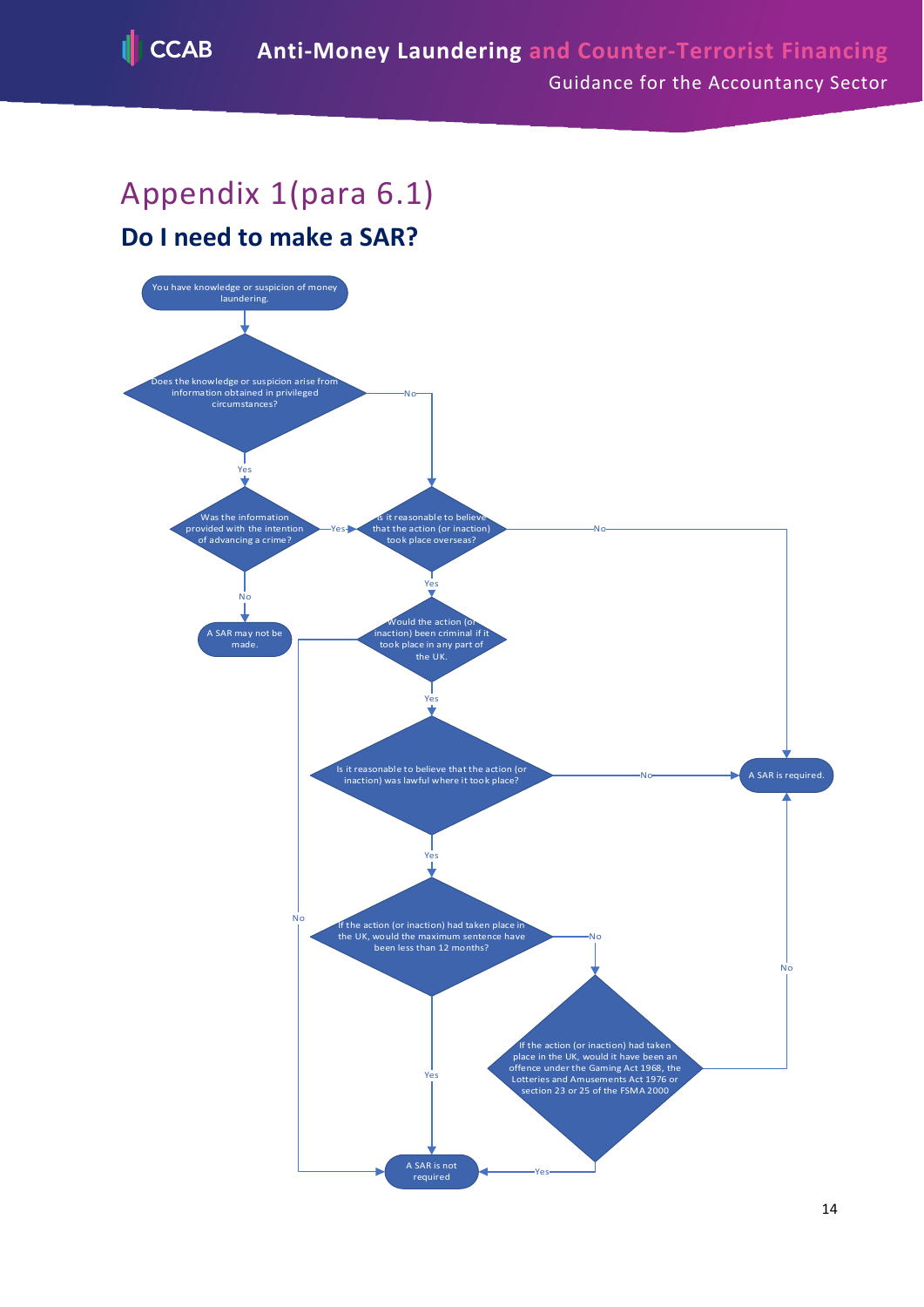# Appendix 1(para 6.1)

## Do I need to make a SAR?

You have knowledge or suspicion of money laundering.

Does the knowledge or suspicion arise from information obtained in privileged circumstances?

No

Yes

Was the information provided with the intention of advancing a crime?

Yes

Is it reasonable to believe that the action (or inaction) took place overseas?

No

No

A SAR may not be made.

Yes

Would the action (or inaction) been criminal if it took place in any part of the UK.

Yes

Is it reasonable to believe that the action (or inaction) was lawful where it took place?

No

A SAR is required.

Yes

No

If the action (or inaction) had taken place in the UK, would the maximum sentence have been less than 12 months?

No

No

If the action (or inaction) had taken place in the UK, would it have been an offence under the Gaming Act 1968, the Lotteries and Amusements Act 1976 or section 23 or 25 of the FSMA 2000

Yes

A SAR is not required

Yes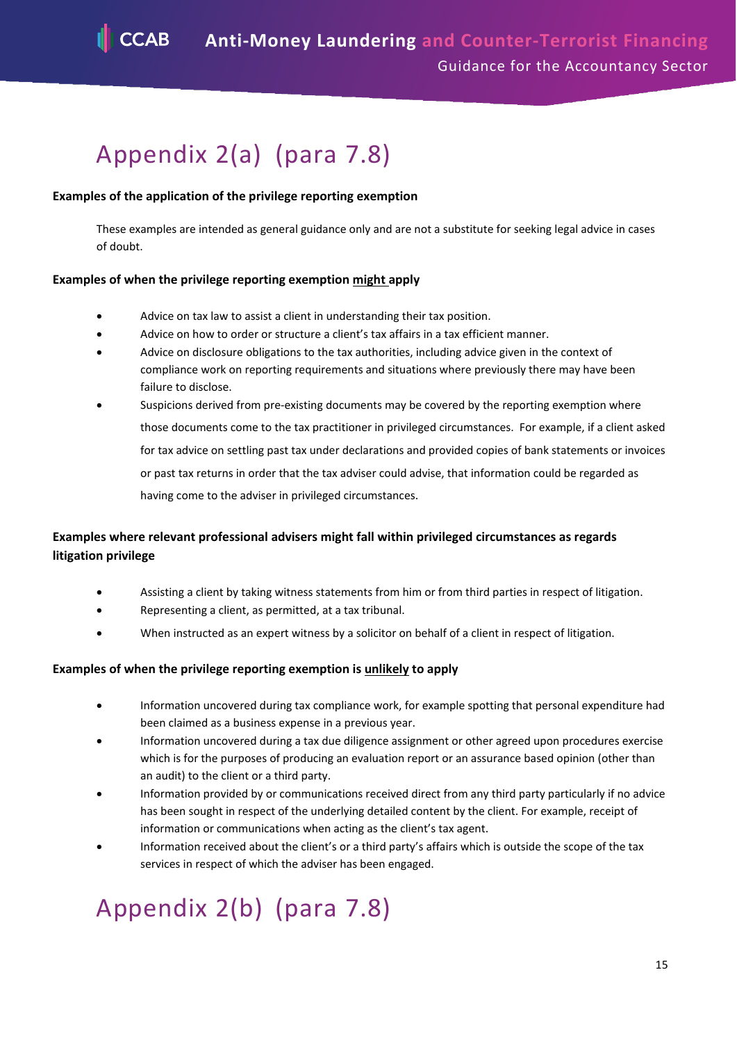# Appendix 2(a) (para 7.8)

**Examples of the application of the privilege reporting exemption**

These examples are intended as general guidance only and are not a substitute for seeking legal advice in cases of doubt.

**Examples of when the privilege reporting exemption <u>might</u> apply**

- Advice on tax law to assist a client in understanding their tax position.
- Advice on how to order or structure a client's tax affairs in a tax efficient manner.
- Advice on disclosure obligations to the tax authorities, including advice given in the context of compliance work on reporting requirements and situations where previously there may have been failure to disclose.
- Suspicions derived from pre-existing documents may be covered by the reporting exemption where those documents come to the tax practitioner in privileged circumstances. For example, if a client asked for tax advice on settling past tax under declarations and provided copies of bank statements or invoices or past tax returns in order that the tax adviser could advise, that information could be regarded as having come to the adviser in privileged circumstances.

**Examples where relevant professional advisers might fall within privileged circumstances as regards litigation privilege**

- Assisting a client by taking witness statements from him or from third parties in respect of litigation.
- Representing a client, as permitted, at a tax tribunal.
- When instructed as an expert witness by a solicitor on behalf of a client in respect of litigation.

**Examples of when the privilege reporting exemption is <u>unlikely</u> to apply**

- Information uncovered during tax compliance work, for example spotting that personal expenditure had been claimed as a business expense in a previous year.
- Information uncovered during a tax due diligence assignment or other agreed upon procedures exercise which is for the purposes of producing an evaluation report or an assurance based opinion (other than an audit) to the client or a third party.
- Information provided by or communications received direct from any third party particularly if no advice has been sought in respect of the underlying detailed content by the client. For example, receipt of information or communications when acting as the client's tax agent.
- Information received about the client's or a third party's affairs which is outside the scope of the tax services in respect of which the adviser has been engaged.

# Appendix 2(b) (para 7.8)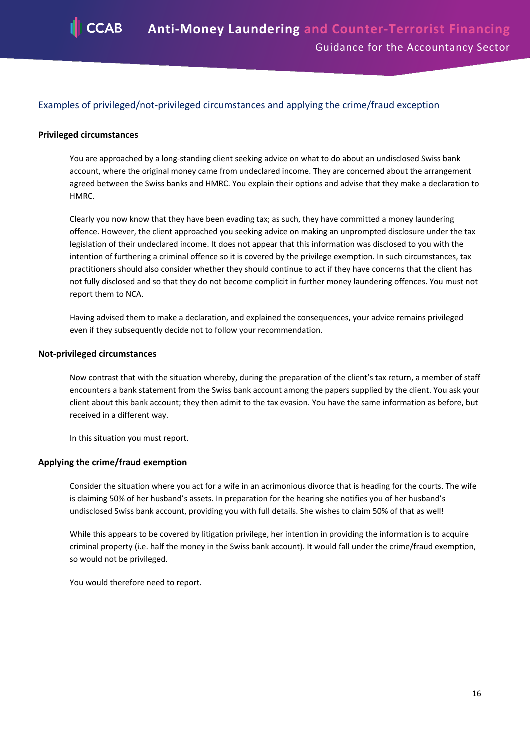## Examples of privileged/not-privileged circumstances and applying the crime/fraud exception

**Privileged circumstances**

You are approached by a long-standing client seeking advice on what to do about an undisclosed Swiss bank account, where the original money came from undeclared income. They are concerned about the arrangement agreed between the Swiss banks and HMRC. You explain their options and advise that they make a declaration to HMRC.

Clearly you now know that they have been evading tax; as such, they have committed a money laundering offence. However, the client approached you seeking advice on making an unprompted disclosure under the tax legislation of their undeclared income. It does not appear that this information was disclosed to you with the intention of furthering a criminal offence so it is covered by the privilege exemption. In such circumstances, tax practitioners should also consider whether they should continue to act if they have concerns that the client has not fully disclosed and so that they do not become complicit in further money laundering offences. You must not report them to NCA.

Having advised them to make a declaration, and explained the consequences, your advice remains privileged even if they subsequently decide not to follow your recommendation.

**Not-privileged circumstances**

Now contrast that with the situation whereby, during the preparation of the client's tax return, a member of staff encounters a bank statement from the Swiss bank account among the papers supplied by the client. You ask your client about this bank account; they then admit to the tax evasion. You have the same information as before, but received in a different way.

In this situation you must report.

**Applying the crime/fraud exemption**

Consider the situation where you act for a wife in an acrimonious divorce that is heading for the courts. The wife is claiming 50% of her husband's assets. In preparation for the hearing she notifies you of her husband's undisclosed Swiss bank account, providing you with full details. She wishes to claim 50% of that as well!

While this appears to be covered by litigation privilege, her intention in providing the information is to acquire criminal property (i.e. half the money in the Swiss bank account). It would fall under the crime/fraud exemption, so would not be privileged.

You would therefore need to report.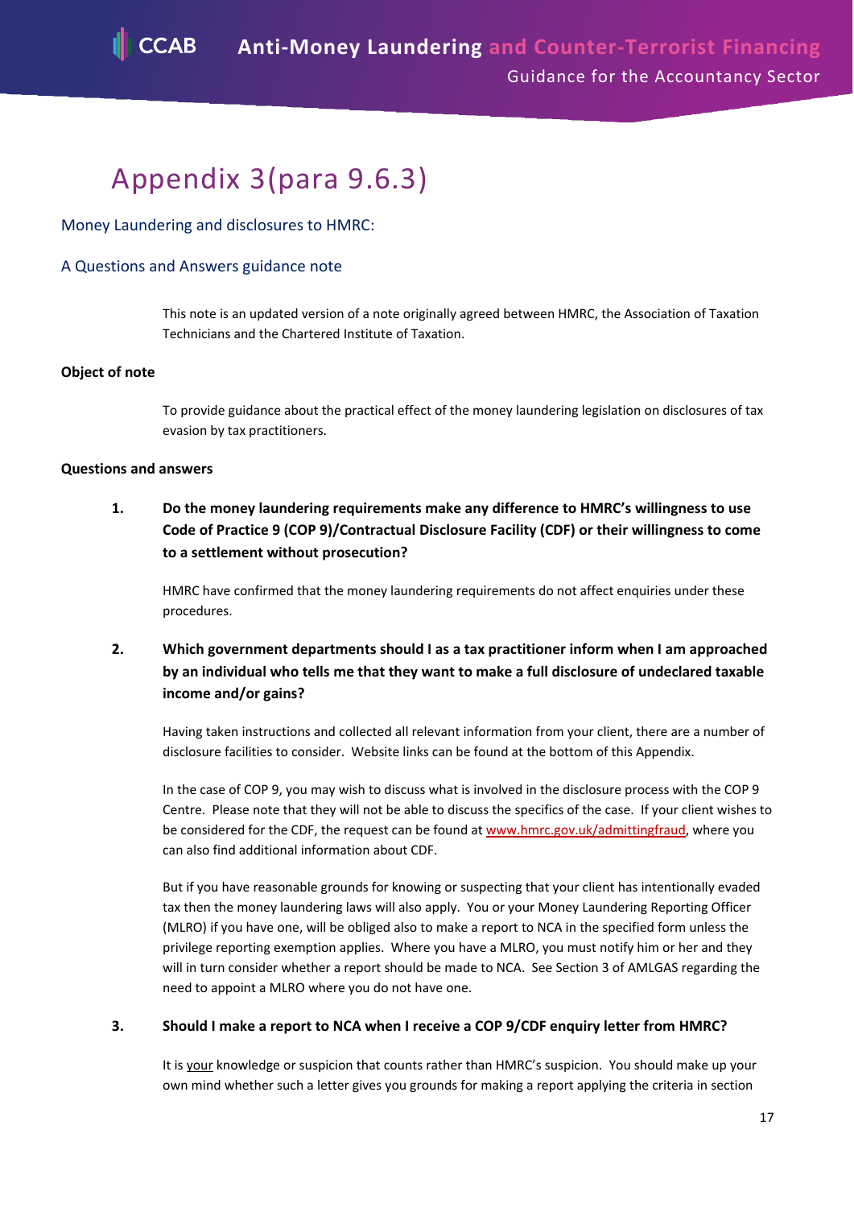# Appendix 3(para 9.6.3)

## Money Laundering and disclosures to HMRC:

## A Questions and Answers guidance note

This note is an updated version of a note originally agreed between HMRC, the Association of Taxation Technicians and the Chartered Institute of Taxation.

**Object of note**

To provide guidance about the practical effect of the money laundering legislation on disclosures of tax evasion by tax practitioners.

**Questions and answers**

1. **Do the money laundering requirements make any difference to HMRC's willingness to use Code of Practice 9 (COP 9)/Contractual Disclosure Facility (CDF) or their willingness to come to a settlement without prosecution?**

   HMRC have confirmed that the money laundering requirements do not affect enquiries under these procedures.

2. **Which government departments should I as a tax practitioner inform when I am approached by an individual who tells me that they want to make a full disclosure of undeclared taxable income and/or gains?**

   Having taken instructions and collected all relevant information from your client, there are a number of disclosure facilities to consider. Website links can be found at the bottom of this Appendix.

   In the case of COP 9, you may wish to discuss what is involved in the disclosure process with the COP 9 Centre. Please note that they will not be able to discuss the specifics of the case. If your client wishes to be considered for the CDF, the request can be found at www.hmrc.gov.uk/admittingfraud, where you can also find additional information about CDF.

   But if you have reasonable grounds for knowing or suspecting that your client has intentionally evaded tax then the money laundering laws will also apply. You or your Money Laundering Reporting Officer (MLRO) if you have one, will be obliged also to make a report to NCA in the specified form unless the privilege reporting exemption applies. Where you have a MLRO, you must notify him or her and they will in turn consider whether a report should be made to NCA. See Section 3 of AMLGAS regarding the need to appoint a MLRO where you do not have one.

3. **Should I make a report to NCA when I receive a COP 9/CDF enquiry letter from HMRC?**

   It is your knowledge or suspicion that counts rather than HMRC's suspicion. You should make up your own mind whether such a letter gives you grounds for making a report applying the criteria in section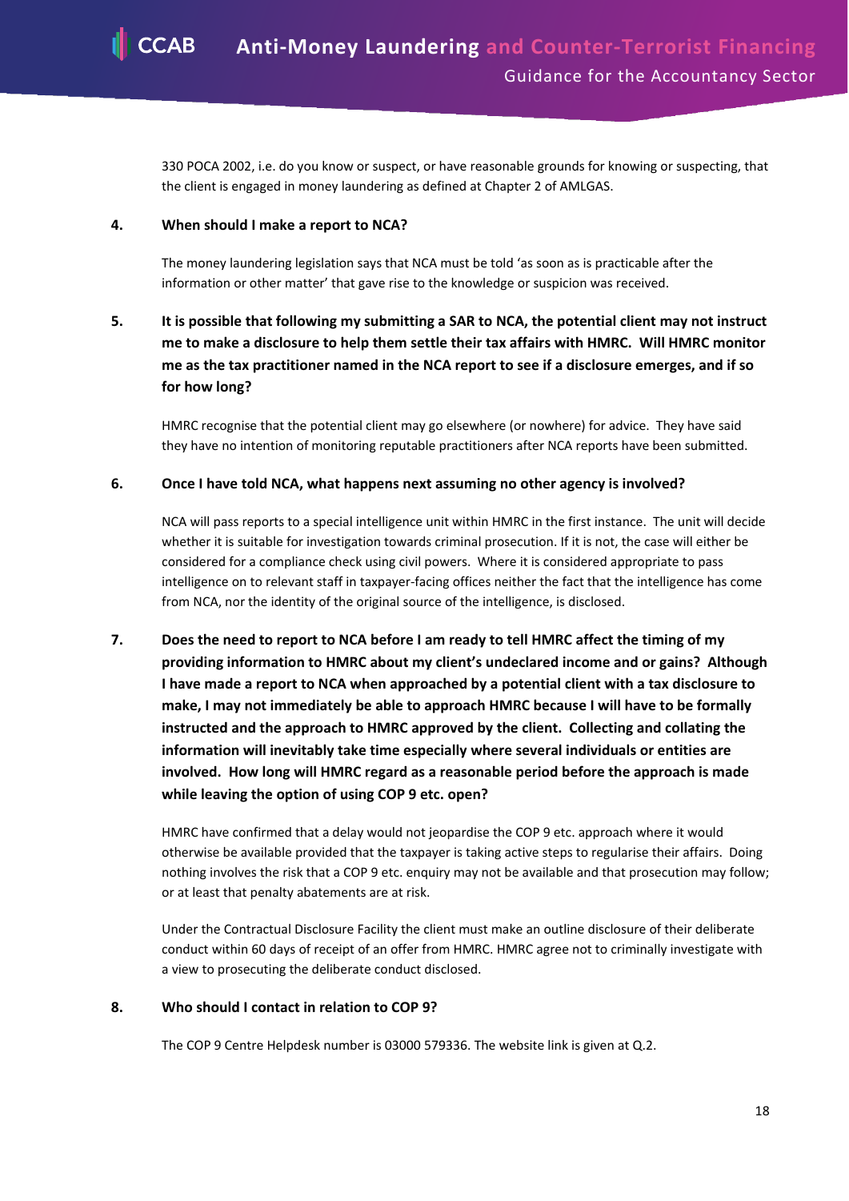330 POCA 2002, i.e. do you know or suspect, or have reasonable grounds for knowing or suspecting, that the client is engaged in money laundering as defined at Chapter 2 of AMLGAS.

**4. When should I make a report to NCA?**

The money laundering legislation says that NCA must be told 'as soon as is practicable after the information or other matter' that gave rise to the knowledge or suspicion was received.

**5. It is possible that following my submitting a SAR to NCA, the potential client may not instruct me to make a disclosure to help them settle their tax affairs with HMRC. Will HMRC monitor me as the tax practitioner named in the NCA report to see if a disclosure emerges, and if so for how long?**

HMRC recognise that the potential client may go elsewhere (or nowhere) for advice. They have said they have no intention of monitoring reputable practitioners after NCA reports have been submitted.

**6. Once I have told NCA, what happens next assuming no other agency is involved?**

NCA will pass reports to a special intelligence unit within HMRC in the first instance. The unit will decide whether it is suitable for investigation towards criminal prosecution. If it is not, the case will either be considered for a compliance check using civil powers. Where it is considered appropriate to pass intelligence on to relevant staff in taxpayer-facing offices neither the fact that the intelligence has come from NCA, nor the identity of the original source of the intelligence, is disclosed.

**7. Does the need to report to NCA before I am ready to tell HMRC affect the timing of my providing information to HMRC about my client's undeclared income and or gains? Although I have made a report to NCA when approached by a potential client with a tax disclosure to make, I may not immediately be able to approach HMRC because I will have to be formally instructed and the approach to HMRC approved by the client. Collecting and collating the information will inevitably take time especially where several individuals or entities are involved. How long will HMRC regard as a reasonable period before the approach is made while leaving the option of using COP 9 etc. open?**

HMRC have confirmed that a delay would not jeopardise the COP 9 etc. approach where it would otherwise be available provided that the taxpayer is taking active steps to regularise their affairs. Doing nothing involves the risk that a COP 9 etc. enquiry may not be available and that prosecution may follow; or at least that penalty abatements are at risk.

Under the Contractual Disclosure Facility the client must make an outline disclosure of their deliberate conduct within 60 days of receipt of an offer from HMRC. HMRC agree not to criminally investigate with a view to prosecuting the deliberate conduct disclosed.

**8. Who should I contact in relation to COP 9?**

The COP 9 Centre Helpdesk number is 03000 579336. The website link is given at Q.2.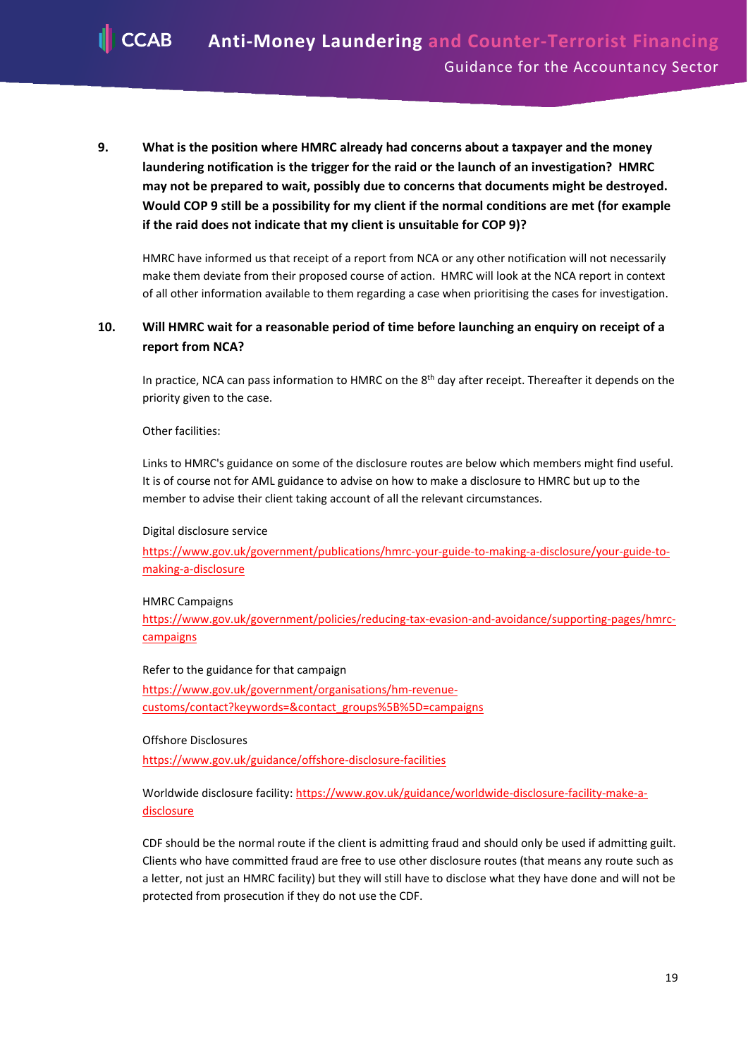9. **What is the position where HMRC already had concerns about a taxpayer and the money laundering notification is the trigger for the raid or the launch of an investigation? HMRC may not be prepared to wait, possibly due to concerns that documents might be destroyed. Would COP 9 still be a possibility for my client if the normal conditions are met (for example if the raid does not indicate that my client is unsuitable for COP 9)?**

   HMRC have informed us that receipt of a report from NCA or any other notification will not necessarily make them deviate from their proposed course of action. HMRC will look at the NCA report in context of all other information available to them regarding a case when prioritising the cases for investigation.

10. **Will HMRC wait for a reasonable period of time before launching an enquiry on receipt of a report from NCA?**

    In practice, NCA can pass information to HMRC on the 8th day after receipt. Thereafter it depends on the priority given to the case.

    Other facilities:

    Links to HMRC's guidance on some of the disclosure routes are below which members might find useful. It is of course not for AML guidance to advise on how to make a disclosure to HMRC but up to the member to advise their client taking account of all the relevant circumstances.

    Digital disclosure service
    https://www.gov.uk/government/publications/hmrc-your-guide-to-making-a-disclosure/your-guide-to-making-a-disclosure

    HMRC Campaigns
    https://www.gov.uk/government/policies/reducing-tax-evasion-and-avoidance/supporting-pages/hmrc-campaigns

    Refer to the guidance for that campaign
    https://www.gov.uk/government/organisations/hm-revenue-customs/contact?keywords=&contact_groups%5B%5D=campaigns

    Offshore Disclosures
    https://www.gov.uk/guidance/offshore-disclosure-facilities

    Worldwide disclosure facility: https://www.gov.uk/guidance/worldwide-disclosure-facility-make-a-disclosure

    CDF should be the normal route if the client is admitting fraud and should only be used if admitting guilt. Clients who have committed fraud are free to use other disclosure routes (that means any route such as a letter, not just an HMRC facility) but they will still have to disclose what they have done and will not be protected from prosecution if they do not use the CDF.